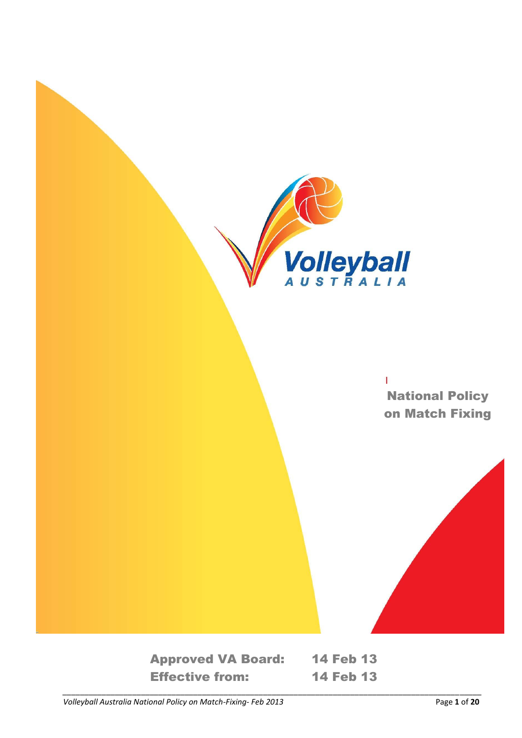Volleyball AUSTRALIA

# National Policy on Match Fixing

**Approved VA Board:** 14 Feb 13

**Effective from:** 14 Feb 13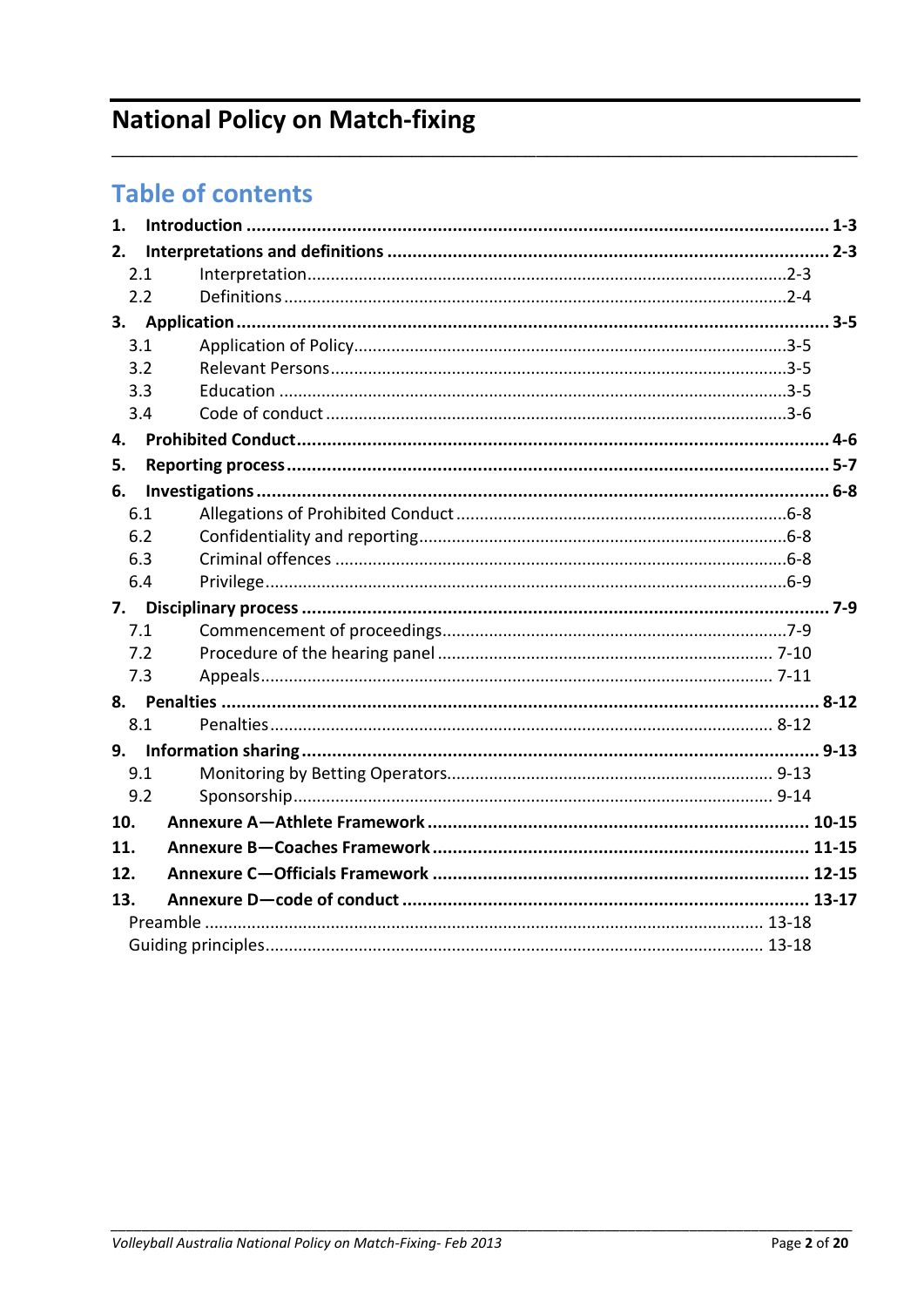# National Policy on Match-fixing

## Table of contents

**1. Introduction ........................................................ 1-3**

**2. Interpretations and definitions ........................................................ 2-3**

- 2.1 Interpretation ........................................................ 2-3
- 2.2 Definitions ........................................................ 2-4

**3. Application ........................................................ 3-5**

- 3.1 Application of Policy ........................................................ 3-5
- 3.2 Relevant Persons ........................................................ 3-5
- 3.3 Education ........................................................ 3-5
- 3.4 Code of conduct ........................................................ 3-6

**4. Prohibited Conduct ........................................................ 4-6**

**5. Reporting process ........................................................ 5-7**

**6. Investigations ........................................................ 6-8**

- 6.1 Allegations of Prohibited Conduct ........................................................ 6-8
- 6.2 Confidentiality and reporting ........................................................ 6-8
- 6.3 Criminal offences ........................................................ 6-8
- 6.4 Privilege ........................................................ 6-9

**7. Disciplinary process ........................................................ 7-9**

- 7.1 Commencement of proceedings ........................................................ 7-9
- 7.2 Procedure of the hearing panel ........................................................ 7-10
- 7.3 Appeals ........................................................ 7-11

**8. Penalties ........................................................ 8-12**

- 8.1 Penalties ........................................................ 8-12

**9. Information sharing ........................................................ 9-13**

- 9.1 Monitoring by Betting Operators ........................................................ 9-13
- 9.2 Sponsorship ........................................................ 9-14

**10. Annexure A—Athlete Framework ........................................................ 10-15**

**11. Annexure B—Coaches Framework ........................................................ 11-15**

**12. Annexure C—Officials Framework ........................................................ 12-15**

**13. Annexure D—code of conduct ........................................................ 13-17**

- Preamble ........................................................ 13-18
- Guiding principles ........................................................ 13-18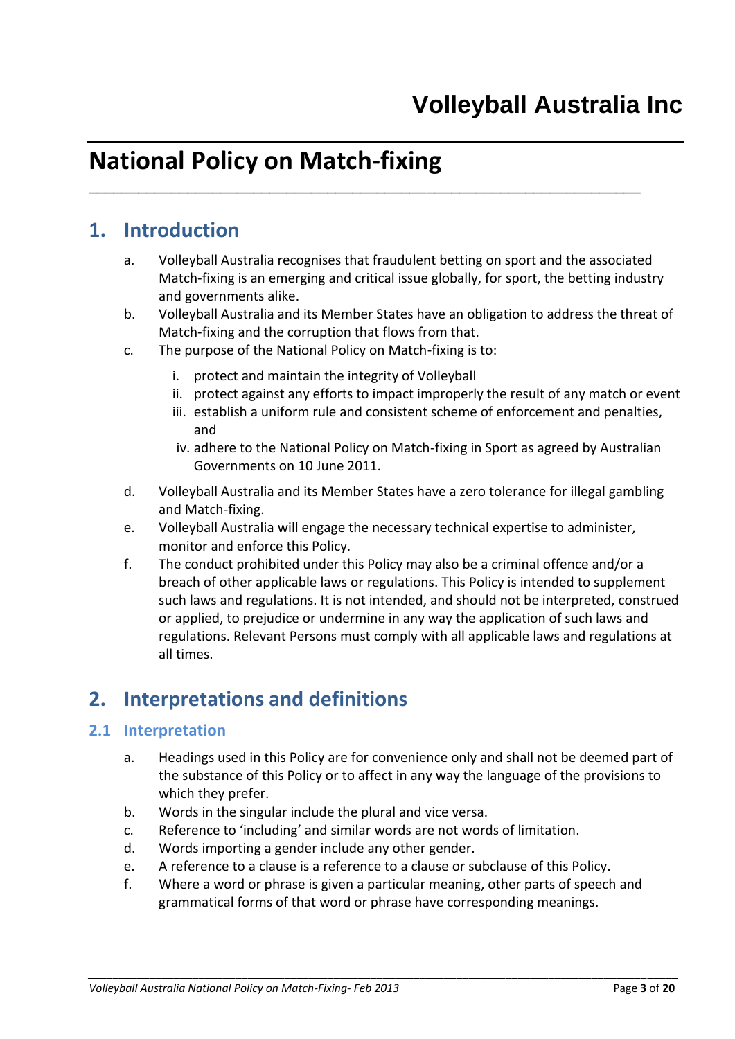# Volleyball Australia Inc

# National Policy on Match-fixing

## 1. Introduction

a. Volleyball Australia recognises that fraudulent betting on sport and the associated Match-fixing is an emerging and critical issue globally, for sport, the betting industry and governments alike.

b. Volleyball Australia and its Member States have an obligation to address the threat of Match-fixing and the corruption that flows from that.

c. The purpose of the National Policy on Match-fixing is to:

   i. protect and maintain the integrity of Volleyball
   ii. protect against any efforts to impact improperly the result of any match or event
   iii. establish a uniform rule and consistent scheme of enforcement and penalties, and
   iv. adhere to the National Policy on Match-fixing in Sport as agreed by Australian Governments on 10 June 2011.

d. Volleyball Australia and its Member States have a zero tolerance for illegal gambling and Match-fixing.

e. Volleyball Australia will engage the necessary technical expertise to administer, monitor and enforce this Policy.

f. The conduct prohibited under this Policy may also be a criminal offence and/or a breach of other applicable laws or regulations. This Policy is intended to supplement such laws and regulations. It is not intended, and should not be interpreted, construed or applied, to prejudice or undermine in any way the application of such laws and regulations. Relevant Persons must comply with all applicable laws and regulations at all times.

## 2. Interpretations and definitions

### 2.1 Interpretation

a. Headings used in this Policy are for convenience only and shall not be deemed part of the substance of this Policy or to affect in any way the language of the provisions to which they prefer.

b. Words in the singular include the plural and vice versa.

c. Reference to 'including' and similar words are not words of limitation.

d. Words importing a gender include any other gender.

e. A reference to a clause is a reference to a clause or subclause of this Policy.

f. Where a word or phrase is given a particular meaning, other parts of speech and grammatical forms of that word or phrase have corresponding meanings.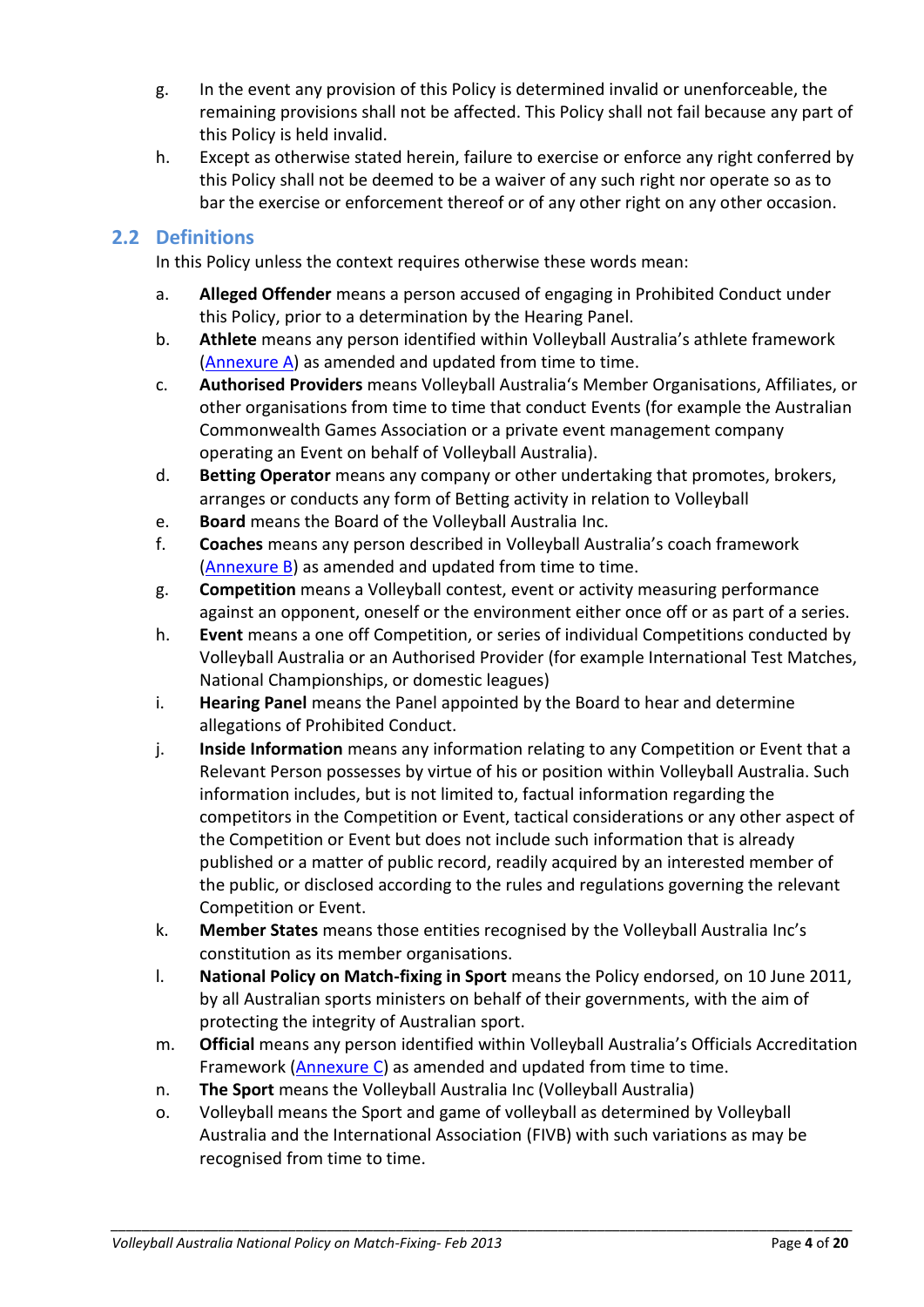g. In the event any provision of this Policy is determined invalid or unenforceable, the remaining provisions shall not be affected. This Policy shall not fail because any part of this Policy is held invalid.

h. Except as otherwise stated herein, failure to exercise or enforce any right conferred by this Policy shall not be deemed to be a waiver of any such right nor operate so as to bar the exercise or enforcement thereof or of any other right on any other occasion.

## 2.2 Definitions

In this Policy unless the context requires otherwise these words mean:

a. **Alleged Offender** means a person accused of engaging in Prohibited Conduct under this Policy, prior to a determination by the Hearing Panel.

b. **Athlete** means any person identified within Volleyball Australia's athlete framework (Annexure A) as amended and updated from time to time.

c. **Authorised Providers** means Volleyball Australia's Member Organisations, Affiliates, or other organisations from time to time that conduct Events (for example the Australian Commonwealth Games Association or a private event management company operating an Event on behalf of Volleyball Australia).

d. **Betting Operator** means any company or other undertaking that promotes, brokers, arranges or conducts any form of Betting activity in relation to Volleyball

e. **Board** means the Board of the Volleyball Australia Inc.

f. **Coaches** means any person described in Volleyball Australia's coach framework (Annexure B) as amended and updated from time to time.

g. **Competition** means a Volleyball contest, event or activity measuring performance against an opponent, oneself or the environment either once off or as part of a series.

h. **Event** means a one off Competition, or series of individual Competitions conducted by Volleyball Australia or an Authorised Provider (for example International Test Matches, National Championships, or domestic leagues)

i. **Hearing Panel** means the Panel appointed by the Board to hear and determine allegations of Prohibited Conduct.

j. **Inside Information** means any information relating to any Competition or Event that a Relevant Person possesses by virtue of his or position within Volleyball Australia. Such information includes, but is not limited to, factual information regarding the competitors in the Competition or Event, tactical considerations or any other aspect of the Competition or Event but does not include such information that is already published or a matter of public record, readily acquired by an interested member of the public, or disclosed according to the rules and regulations governing the relevant Competition or Event.

k. **Member States** means those entities recognised by the Volleyball Australia Inc's constitution as its member organisations.

l. **National Policy on Match-fixing in Sport** means the Policy endorsed, on 10 June 2011, by all Australian sports ministers on behalf of their governments, with the aim of protecting the integrity of Australian sport.

m. **Official** means any person identified within Volleyball Australia's Officials Accreditation Framework (Annexure C) as amended and updated from time to time.

n. **The Sport** means the Volleyball Australia Inc (Volleyball Australia)

o. Volleyball means the Sport and game of volleyball as determined by Volleyball Australia and the International Association (FIVB) with such variations as may be recognised from time to time.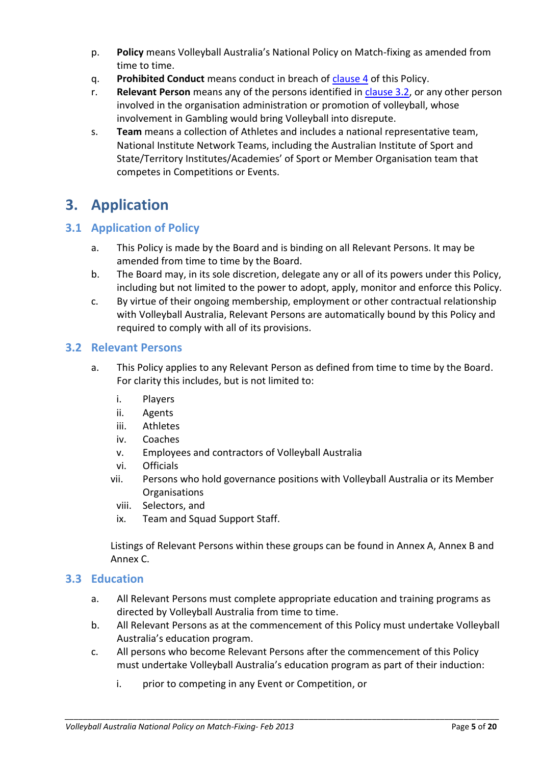p. **Policy** means Volleyball Australia's National Policy on Match-fixing as amended from time to time.

q. **Prohibited Conduct** means conduct in breach of clause 4 of this Policy.

r. **Relevant Person** means any of the persons identified in clause 3.2, or any other person involved in the organisation administration or promotion of volleyball, whose involvement in Gambling would bring Volleyball into disrepute.

s. **Team** means a collection of Athletes and includes a national representative team, National Institute Network Teams, including the Australian Institute of Sport and State/Territory Institutes/Academies' of Sport or Member Organisation team that competes in Competitions or Events.

# 3. Application

## 3.1 Application of Policy

a. This Policy is made by the Board and is binding on all Relevant Persons. It may be amended from time to time by the Board.

b. The Board may, in its sole discretion, delegate any or all of its powers under this Policy, including but not limited to the power to adopt, apply, monitor and enforce this Policy.

c. By virtue of their ongoing membership, employment or other contractual relationship with Volleyball Australia, Relevant Persons are automatically bound by this Policy and required to comply with all of its provisions.

## 3.2 Relevant Persons

a. This Policy applies to any Relevant Person as defined from time to time by the Board. For clarity this includes, but is not limited to:

   i. Players
   ii. Agents
   iii. Athletes
   iv. Coaches
   v. Employees and contractors of Volleyball Australia
   vi. Officials
   vii. Persons who hold governance positions with Volleyball Australia or its Member Organisations
   viii. Selectors, and
   ix. Team and Squad Support Staff.

Listings of Relevant Persons within these groups can be found in Annex A, Annex B and Annex C.

## 3.3 Education

a. All Relevant Persons must complete appropriate education and training programs as directed by Volleyball Australia from time to time.

b. All Relevant Persons as at the commencement of this Policy must undertake Volleyball Australia's education program.

c. All persons who become Relevant Persons after the commencement of this Policy must undertake Volleyball Australia's education program as part of their induction:

   i. prior to competing in any Event or Competition, or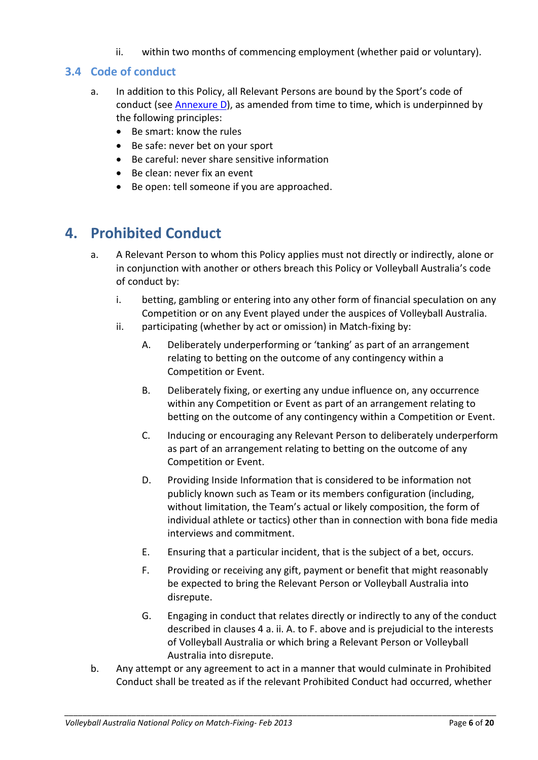ii. within two months of commencing employment (whether paid or voluntary).

### 3.4 Code of conduct

a. In addition to this Policy, all Relevant Persons are bound by the Sport's code of conduct (see Annexure D), as amended from time to time, which is underpinned by the following principles:
   - Be smart: know the rules
   - Be safe: never bet on your sport
   - Be careful: never share sensitive information
   - Be clean: never fix an event
   - Be open: tell someone if you are approached.

## 4. Prohibited Conduct

a. A Relevant Person to whom this Policy applies must not directly or indirectly, alone or in conjunction with another or others breach this Policy or Volleyball Australia's code of conduct by:

   i. betting, gambling or entering into any other form of financial speculation on any Competition or on any Event played under the auspices of Volleyball Australia.

   ii. participating (whether by act or omission) in Match-fixing by:

      A. Deliberately underperforming or 'tanking' as part of an arrangement relating to betting on the outcome of any contingency within a Competition or Event.

      B. Deliberately fixing, or exerting any undue influence on, any occurrence within any Competition or Event as part of an arrangement relating to betting on the outcome of any contingency within a Competition or Event.

      C. Inducing or encouraging any Relevant Person to deliberately underperform as part of an arrangement relating to betting on the outcome of any Competition or Event.

      D. Providing Inside Information that is considered to be information not publicly known such as Team or its members configuration (including, without limitation, the Team's actual or likely composition, the form of individual athlete or tactics) other than in connection with bona fide media interviews and commitment.

      E. Ensuring that a particular incident, that is the subject of a bet, occurs.

      F. Providing or receiving any gift, payment or benefit that might reasonably be expected to bring the Relevant Person or Volleyball Australia into disrepute.

      G. Engaging in conduct that relates directly or indirectly to any of the conduct described in clauses 4 a. ii. A. to F. above and is prejudicial to the interests of Volleyball Australia or which bring a Relevant Person or Volleyball Australia into disrepute.

b. Any attempt or any agreement to act in a manner that would culminate in Prohibited Conduct shall be treated as if the relevant Prohibited Conduct had occurred, whether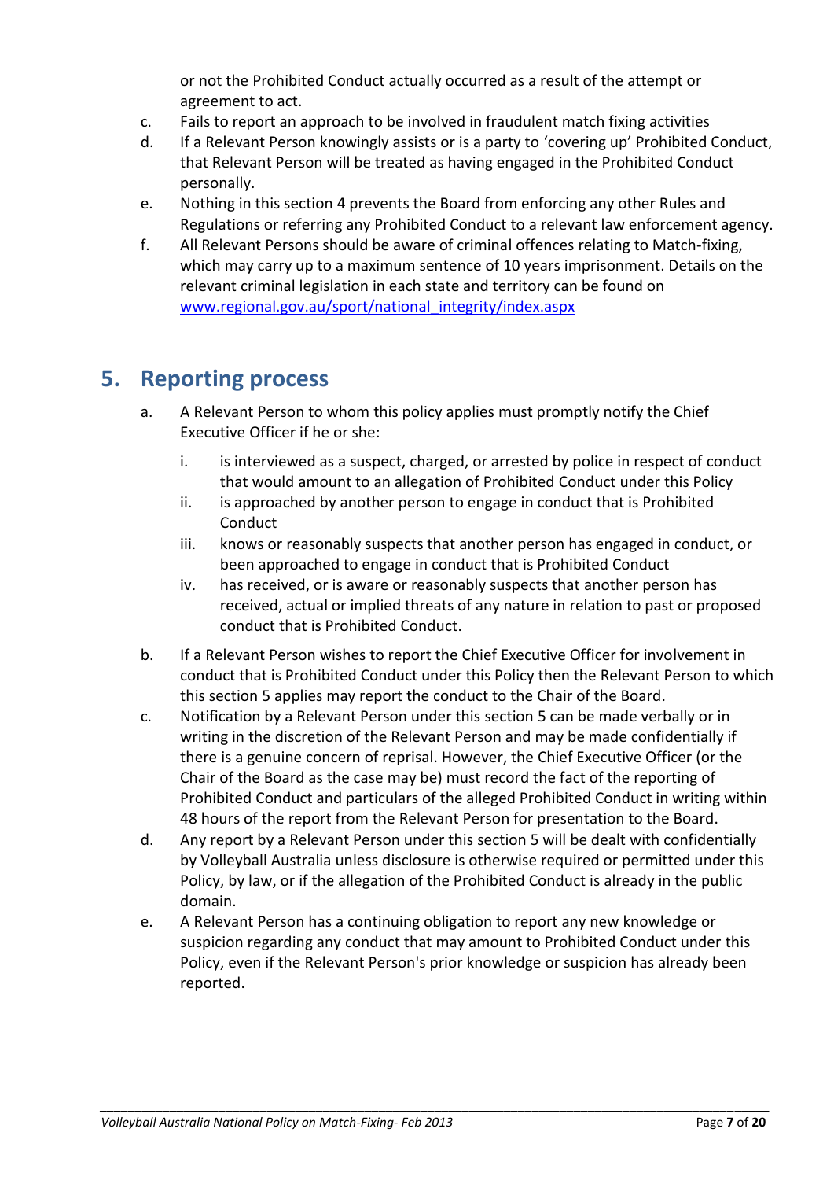or not the Prohibited Conduct actually occurred as a result of the attempt or agreement to act.

c. Fails to report an approach to be involved in fraudulent match fixing activities
d. If a Relevant Person knowingly assists or is a party to 'covering up' Prohibited Conduct, that Relevant Person will be treated as having engaged in the Prohibited Conduct personally.
e. Nothing in this section 4 prevents the Board from enforcing any other Rules and Regulations or referring any Prohibited Conduct to a relevant law enforcement agency.
f. All Relevant Persons should be aware of criminal offences relating to Match-fixing, which may carry up to a maximum sentence of 10 years imprisonment. Details on the relevant criminal legislation in each state and territory can be found on [www.regional.gov.au/sport/national_integrity/index.aspx](www.regional.gov.au/sport/national_integrity/index.aspx)

## 5. Reporting process

a. A Relevant Person to whom this policy applies must promptly notify the Chief Executive Officer if he or she:

   i. is interviewed as a suspect, charged, or arrested by police in respect of conduct that would amount to an allegation of Prohibited Conduct under this Policy
   ii. is approached by another person to engage in conduct that is Prohibited Conduct
   iii. knows or reasonably suspects that another person has engaged in conduct, or been approached to engage in conduct that is Prohibited Conduct
   iv. has received, or is aware or reasonably suspects that another person has received, actual or implied threats of any nature in relation to past or proposed conduct that is Prohibited Conduct.

b. If a Relevant Person wishes to report the Chief Executive Officer for involvement in conduct that is Prohibited Conduct under this Policy then the Relevant Person to which this section 5 applies may report the conduct to the Chair of the Board.
c. Notification by a Relevant Person under this section 5 can be made verbally or in writing in the discretion of the Relevant Person and may be made confidentially if there is a genuine concern of reprisal. However, the Chief Executive Officer (or the Chair of the Board as the case may be) must record the fact of the reporting of Prohibited Conduct and particulars of the alleged Prohibited Conduct in writing within 48 hours of the report from the Relevant Person for presentation to the Board.
d. Any report by a Relevant Person under this section 5 will be dealt with confidentially by Volleyball Australia unless disclosure is otherwise required or permitted under this Policy, by law, or if the allegation of the Prohibited Conduct is already in the public domain.
e. A Relevant Person has a continuing obligation to report any new knowledge or suspicion regarding any conduct that may amount to Prohibited Conduct under this Policy, even if the Relevant Person's prior knowledge or suspicion has already been reported.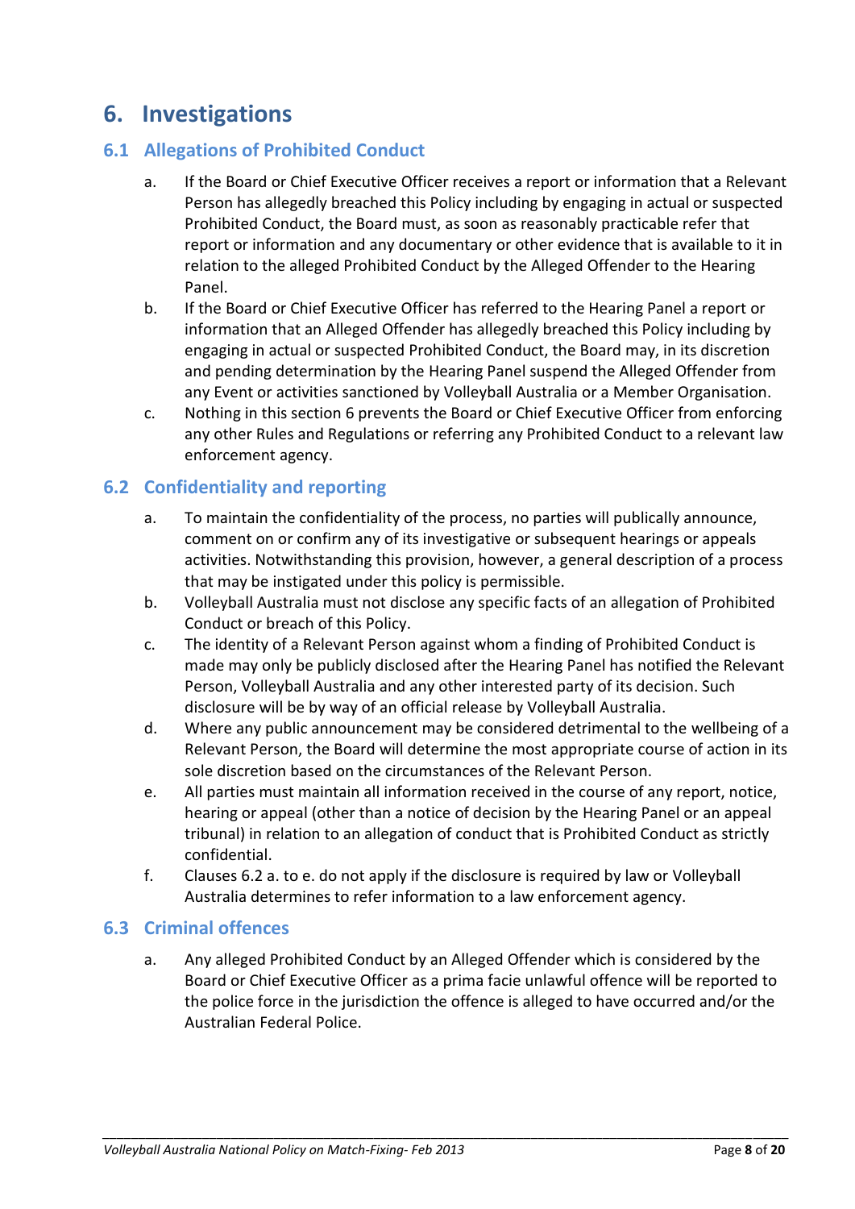# 6. Investigations

## 6.1 Allegations of Prohibited Conduct

a. If the Board or Chief Executive Officer receives a report or information that a Relevant Person has allegedly breached this Policy including by engaging in actual or suspected Prohibited Conduct, the Board must, as soon as reasonably practicable refer that report or information and any documentary or other evidence that is available to it in relation to the alleged Prohibited Conduct by the Alleged Offender to the Hearing Panel.

b. If the Board or Chief Executive Officer has referred to the Hearing Panel a report or information that an Alleged Offender has allegedly breached this Policy including by engaging in actual or suspected Prohibited Conduct, the Board may, in its discretion and pending determination by the Hearing Panel suspend the Alleged Offender from any Event or activities sanctioned by Volleyball Australia or a Member Organisation.

c. Nothing in this section 6 prevents the Board or Chief Executive Officer from enforcing any other Rules and Regulations or referring any Prohibited Conduct to a relevant law enforcement agency.

## 6.2 Confidentiality and reporting

a. To maintain the confidentiality of the process, no parties will publically announce, comment on or confirm any of its investigative or subsequent hearings or appeals activities. Notwithstanding this provision, however, a general description of a process that may be instigated under this policy is permissible.

b. Volleyball Australia must not disclose any specific facts of an allegation of Prohibited Conduct or breach of this Policy.

c. The identity of a Relevant Person against whom a finding of Prohibited Conduct is made may only be publicly disclosed after the Hearing Panel has notified the Relevant Person, Volleyball Australia and any other interested party of its decision. Such disclosure will be by way of an official release by Volleyball Australia.

d. Where any public announcement may be considered detrimental to the wellbeing of a Relevant Person, the Board will determine the most appropriate course of action in its sole discretion based on the circumstances of the Relevant Person.

e. All parties must maintain all information received in the course of any report, notice, hearing or appeal (other than a notice of decision by the Hearing Panel or an appeal tribunal) in relation to an allegation of conduct that is Prohibited Conduct as strictly confidential.

f. Clauses 6.2 a. to e. do not apply if the disclosure is required by law or Volleyball Australia determines to refer information to a law enforcement agency.

## 6.3 Criminal offences

a. Any alleged Prohibited Conduct by an Alleged Offender which is considered by the Board or Chief Executive Officer as a prima facie unlawful offence will be reported to the police force in the jurisdiction the offence is alleged to have occurred and/or the Australian Federal Police.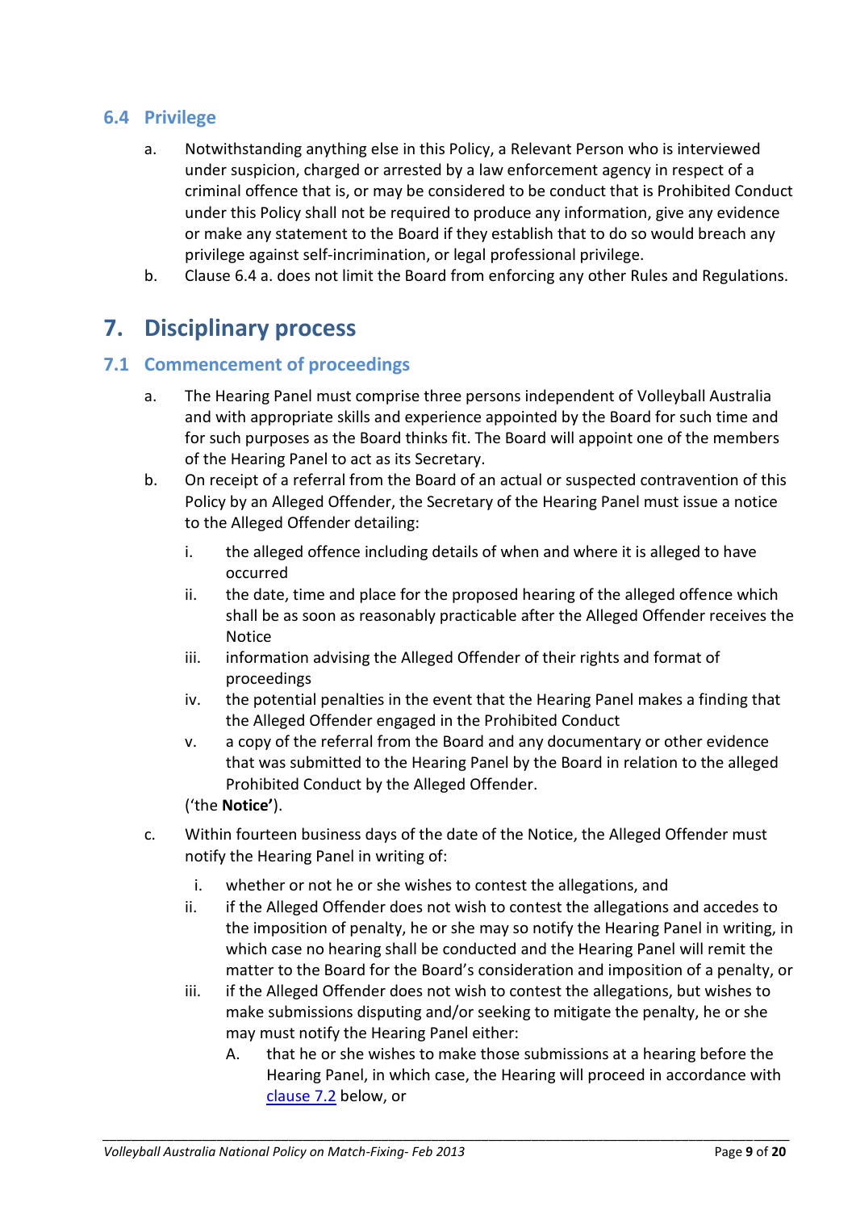## 6.4 Privilege

a. Notwithstanding anything else in this Policy, a Relevant Person who is interviewed under suspicion, charged or arrested by a law enforcement agency in respect of a criminal offence that is, or may be considered to be conduct that is Prohibited Conduct under this Policy shall not be required to produce any information, give any evidence or make any statement to the Board if they establish that to do so would breach any privilege against self-incrimination, or legal professional privilege.

b. Clause 6.4 a. does not limit the Board from enforcing any other Rules and Regulations.

# 7. Disciplinary process

## 7.1 Commencement of proceedings

a. The Hearing Panel must comprise three persons independent of Volleyball Australia and with appropriate skills and experience appointed by the Board for such time and for such purposes as the Board thinks fit. The Board will appoint one of the members of the Hearing Panel to act as its Secretary.

b. On receipt of a referral from the Board of an actual or suspected contravention of this Policy by an Alleged Offender, the Secretary of the Hearing Panel must issue a notice to the Alleged Offender detailing:

   i. the alleged offence including details of when and where it is alleged to have occurred
   
   ii. the date, time and place for the proposed hearing of the alleged offence which shall be as soon as reasonably practicable after the Alleged Offender receives the Notice
   
   iii. information advising the Alleged Offender of their rights and format of proceedings
   
   iv. the potential penalties in the event that the Hearing Panel makes a finding that the Alleged Offender engaged in the Prohibited Conduct
   
   v. a copy of the referral from the Board and any documentary or other evidence that was submitted to the Hearing Panel by the Board in relation to the alleged Prohibited Conduct by the Alleged Offender.

   ('the **Notice'**).

c. Within fourteen business days of the date of the Notice, the Alleged Offender must notify the Hearing Panel in writing of:

   i. whether or not he or she wishes to contest the allegations, and
   
   ii. if the Alleged Offender does not wish to contest the allegations and accedes to the imposition of penalty, he or she may so notify the Hearing Panel in writing, in which case no hearing shall be conducted and the Hearing Panel will remit the matter to the Board for the Board's consideration and imposition of a penalty, or
   
   iii. if the Alleged Offender does not wish to contest the allegations, but wishes to make submissions disputing and/or seeking to mitigate the penalty, he or she may must notify the Hearing Panel either:
   
      A. that he or she wishes to make those submissions at a hearing before the Hearing Panel, in which case, the Hearing will proceed in accordance with clause 7.2 below, or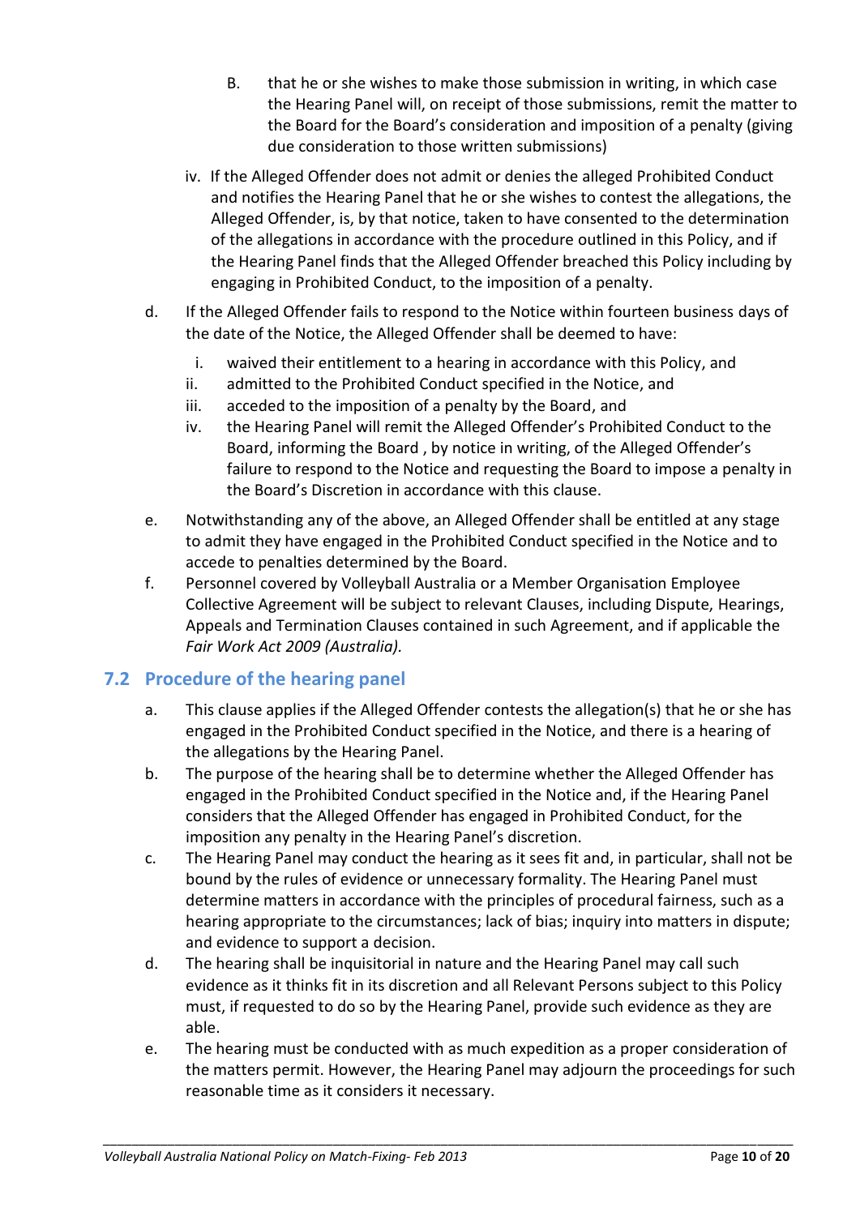B. that he or she wishes to make those submission in writing, in which case the Hearing Panel will, on receipt of those submissions, remit the matter to the Board for the Board's consideration and imposition of a penalty (giving due consideration to those written submissions)

iv. If the Alleged Offender does not admit or denies the alleged Prohibited Conduct and notifies the Hearing Panel that he or she wishes to contest the allegations, the Alleged Offender, is, by that notice, taken to have consented to the determination of the allegations in accordance with the procedure outlined in this Policy, and if the Hearing Panel finds that the Alleged Offender breached this Policy including by engaging in Prohibited Conduct, to the imposition of a penalty.

d. If the Alleged Offender fails to respond to the Notice within fourteen business days of the date of the Notice, the Alleged Offender shall be deemed to have:

   i. waived their entitlement to a hearing in accordance with this Policy, and
   ii. admitted to the Prohibited Conduct specified in the Notice, and
   iii. acceded to the imposition of a penalty by the Board, and
   iv. the Hearing Panel will remit the Alleged Offender's Prohibited Conduct to the Board, informing the Board , by notice in writing, of the Alleged Offender's failure to respond to the Notice and requesting the Board to impose a penalty in the Board's Discretion in accordance with this clause.

e. Notwithstanding any of the above, an Alleged Offender shall be entitled at any stage to admit they have engaged in the Prohibited Conduct specified in the Notice and to accede to penalties determined by the Board.

f. Personnel covered by Volleyball Australia or a Member Organisation Employee Collective Agreement will be subject to relevant Clauses, including Dispute, Hearings, Appeals and Termination Clauses contained in such Agreement, and if applicable the *Fair Work Act 2009 (Australia).*

## 7.2 Procedure of the hearing panel

a. This clause applies if the Alleged Offender contests the allegation(s) that he or she has engaged in the Prohibited Conduct specified in the Notice, and there is a hearing of the allegations by the Hearing Panel.

b. The purpose of the hearing shall be to determine whether the Alleged Offender has engaged in the Prohibited Conduct specified in the Notice and, if the Hearing Panel considers that the Alleged Offender has engaged in Prohibited Conduct, for the imposition any penalty in the Hearing Panel's discretion.

c. The Hearing Panel may conduct the hearing as it sees fit and, in particular, shall not be bound by the rules of evidence or unnecessary formality. The Hearing Panel must determine matters in accordance with the principles of procedural fairness, such as a hearing appropriate to the circumstances; lack of bias; inquiry into matters in dispute; and evidence to support a decision.

d. The hearing shall be inquisitorial in nature and the Hearing Panel may call such evidence as it thinks fit in its discretion and all Relevant Persons subject to this Policy must, if requested to do so by the Hearing Panel, provide such evidence as they are able.

e. The hearing must be conducted with as much expedition as a proper consideration of the matters permit. However, the Hearing Panel may adjourn the proceedings for such reasonable time as it considers necessary.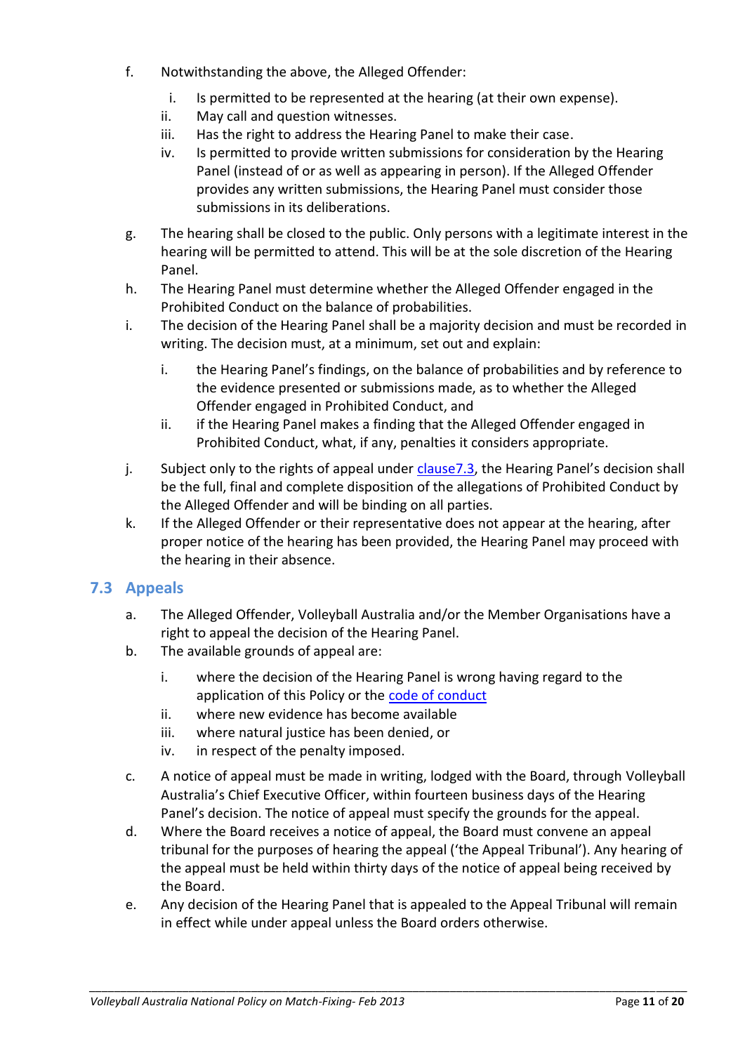f. Notwithstanding the above, the Alleged Offender:

   i. Is permitted to be represented at the hearing (at their own expense).
   ii. May call and question witnesses.
   iii. Has the right to address the Hearing Panel to make their case.
   iv. Is permitted to provide written submissions for consideration by the Hearing Panel (instead of or as well as appearing in person). If the Alleged Offender provides any written submissions, the Hearing Panel must consider those submissions in its deliberations.

g. The hearing shall be closed to the public. Only persons with a legitimate interest in the hearing will be permitted to attend. This will be at the sole discretion of the Hearing Panel.

h. The Hearing Panel must determine whether the Alleged Offender engaged in the Prohibited Conduct on the balance of probabilities.

i. The decision of the Hearing Panel shall be a majority decision and must be recorded in writing. The decision must, at a minimum, set out and explain:

   i. the Hearing Panel's findings, on the balance of probabilities and by reference to the evidence presented or submissions made, as to whether the Alleged Offender engaged in Prohibited Conduct, and
   ii. if the Hearing Panel makes a finding that the Alleged Offender engaged in Prohibited Conduct, what, if any, penalties it considers appropriate.

j. Subject only to the rights of appeal under clause7.3, the Hearing Panel's decision shall be the full, final and complete disposition of the allegations of Prohibited Conduct by the Alleged Offender and will be binding on all parties.

k. If the Alleged Offender or their representative does not appear at the hearing, after proper notice of the hearing has been provided, the Hearing Panel may proceed with the hearing in their absence.

## 7.3 Appeals

a. The Alleged Offender, Volleyball Australia and/or the Member Organisations have a right to appeal the decision of the Hearing Panel.

b. The available grounds of appeal are:

   i. where the decision of the Hearing Panel is wrong having regard to the application of this Policy or the code of conduct
   ii. where new evidence has become available
   iii. where natural justice has been denied, or
   iv. in respect of the penalty imposed.

c. A notice of appeal must be made in writing, lodged with the Board, through Volleyball Australia's Chief Executive Officer, within fourteen business days of the Hearing Panel's decision. The notice of appeal must specify the grounds for the appeal.

d. Where the Board receives a notice of appeal, the Board must convene an appeal tribunal for the purposes of hearing the appeal ('the Appeal Tribunal'). Any hearing of the appeal must be held within thirty days of the notice of appeal being received by the Board.

e. Any decision of the Hearing Panel that is appealed to the Appeal Tribunal will remain in effect while under appeal unless the Board orders otherwise.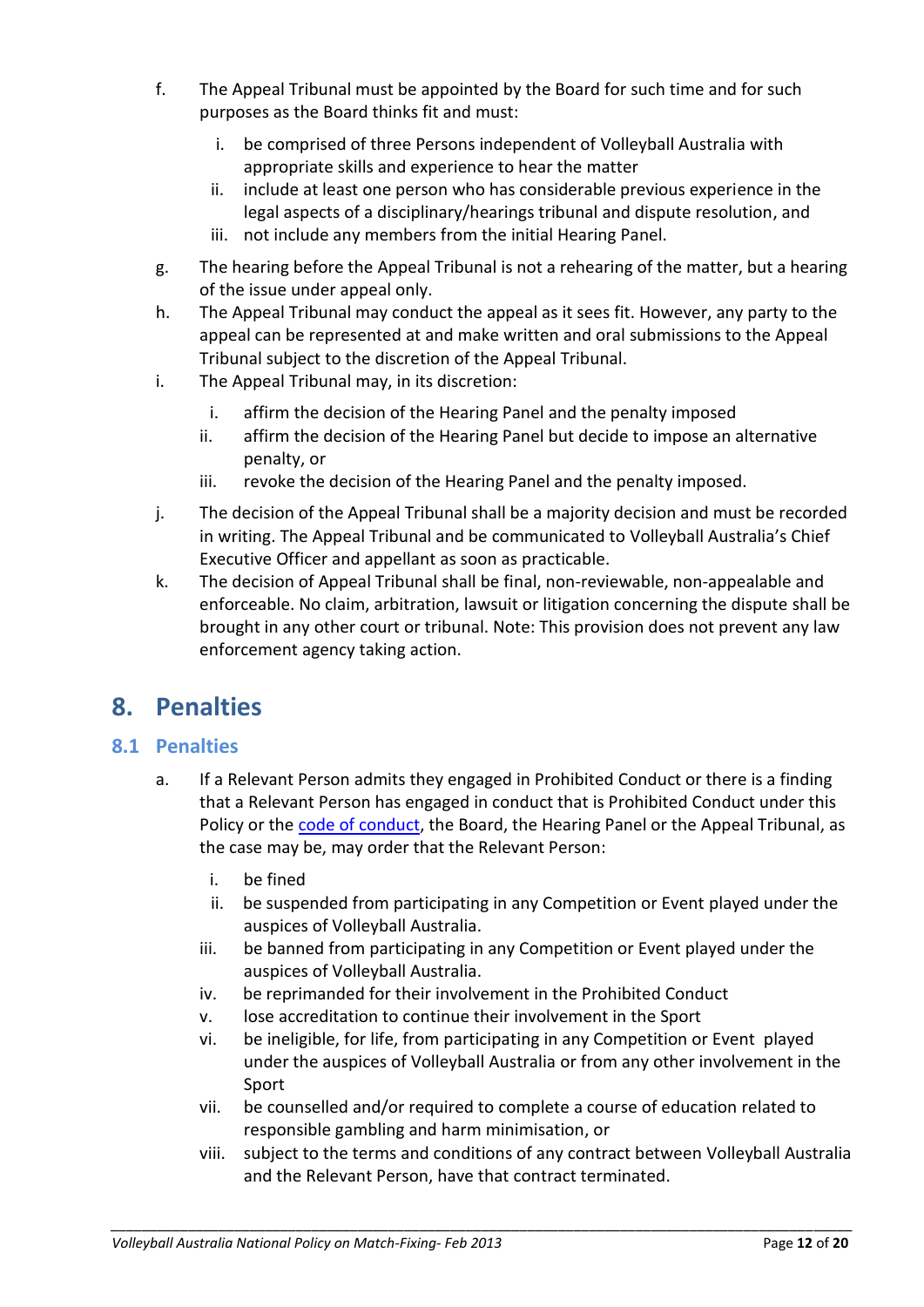f. The Appeal Tribunal must be appointed by the Board for such time and for such purposes as the Board thinks fit and must:

   i. be comprised of three Persons independent of Volleyball Australia with appropriate skills and experience to hear the matter
   ii. include at least one person who has considerable previous experience in the legal aspects of a disciplinary/hearings tribunal and dispute resolution, and
   iii. not include any members from the initial Hearing Panel.

g. The hearing before the Appeal Tribunal is not a rehearing of the matter, but a hearing of the issue under appeal only.

h. The Appeal Tribunal may conduct the appeal as it sees fit. However, any party to the appeal can be represented at and make written and oral submissions to the Appeal Tribunal subject to the discretion of the Appeal Tribunal.

i. The Appeal Tribunal may, in its discretion:

   i. affirm the decision of the Hearing Panel and the penalty imposed
   ii. affirm the decision of the Hearing Panel but decide to impose an alternative penalty, or
   iii. revoke the decision of the Hearing Panel and the penalty imposed.

j. The decision of the Appeal Tribunal shall be a majority decision and must be recorded in writing. The Appeal Tribunal and be communicated to Volleyball Australia's Chief Executive Officer and appellant as soon as practicable.

k. The decision of Appeal Tribunal shall be final, non-reviewable, non-appealable and enforceable. No claim, arbitration, lawsuit or litigation concerning the dispute shall be brought in any other court or tribunal. Note: This provision does not prevent any law enforcement agency taking action.

# 8. Penalties

## 8.1 Penalties

a. If a Relevant Person admits they engaged in Prohibited Conduct or there is a finding that a Relevant Person has engaged in conduct that is Prohibited Conduct under this Policy or the code of conduct, the Board, the Hearing Panel or the Appeal Tribunal, as the case may be, may order that the Relevant Person:

   i. be fined
   ii. be suspended from participating in any Competition or Event played under the auspices of Volleyball Australia.
   iii. be banned from participating in any Competition or Event played under the auspices of Volleyball Australia.
   iv. be reprimanded for their involvement in the Prohibited Conduct
   v. lose accreditation to continue their involvement in the Sport
   vi. be ineligible, for life, from participating in any Competition or Event played under the auspices of Volleyball Australia or from any other involvement in the Sport
   vii. be counselled and/or required to complete a course of education related to responsible gambling and harm minimisation, or
   viii. subject to the terms and conditions of any contract between Volleyball Australia and the Relevant Person, have that contract terminated.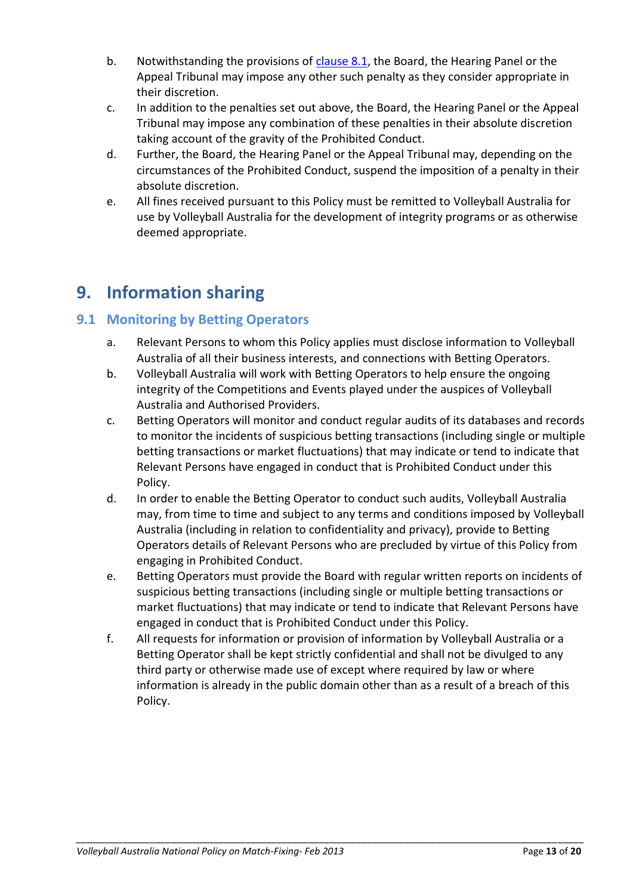b. Notwithstanding the provisions of clause 8.1, the Board, the Hearing Panel or the Appeal Tribunal may impose any other such penalty as they consider appropriate in their discretion.

c. In addition to the penalties set out above, the Board, the Hearing Panel or the Appeal Tribunal may impose any combination of these penalties in their absolute discretion taking account of the gravity of the Prohibited Conduct.

d. Further, the Board, the Hearing Panel or the Appeal Tribunal may, depending on the circumstances of the Prohibited Conduct, suspend the imposition of a penalty in their absolute discretion.

e. All fines received pursuant to this Policy must be remitted to Volleyball Australia for use by Volleyball Australia for the development of integrity programs or as otherwise deemed appropriate.

# 9. Information sharing

## 9.1 Monitoring by Betting Operators

a. Relevant Persons to whom this Policy applies must disclose information to Volleyball Australia of all their business interests, and connections with Betting Operators.

b. Volleyball Australia will work with Betting Operators to help ensure the ongoing integrity of the Competitions and Events played under the auspices of Volleyball Australia and Authorised Providers.

c. Betting Operators will monitor and conduct regular audits of its databases and records to monitor the incidents of suspicious betting transactions (including single or multiple betting transactions or market fluctuations) that may indicate or tend to indicate that Relevant Persons have engaged in conduct that is Prohibited Conduct under this Policy.

d. In order to enable the Betting Operator to conduct such audits, Volleyball Australia may, from time to time and subject to any terms and conditions imposed by Volleyball Australia (including in relation to confidentiality and privacy), provide to Betting Operators details of Relevant Persons who are precluded by virtue of this Policy from engaging in Prohibited Conduct.

e. Betting Operators must provide the Board with regular written reports on incidents of suspicious betting transactions (including single or multiple betting transactions or market fluctuations) that may indicate or tend to indicate that Relevant Persons have engaged in conduct that is Prohibited Conduct under this Policy.

f. All requests for information or provision of information by Volleyball Australia or a Betting Operator shall be kept strictly confidential and shall not be divulged to any third party or otherwise made use of except where required by law or where information is already in the public domain other than as a result of a breach of this Policy.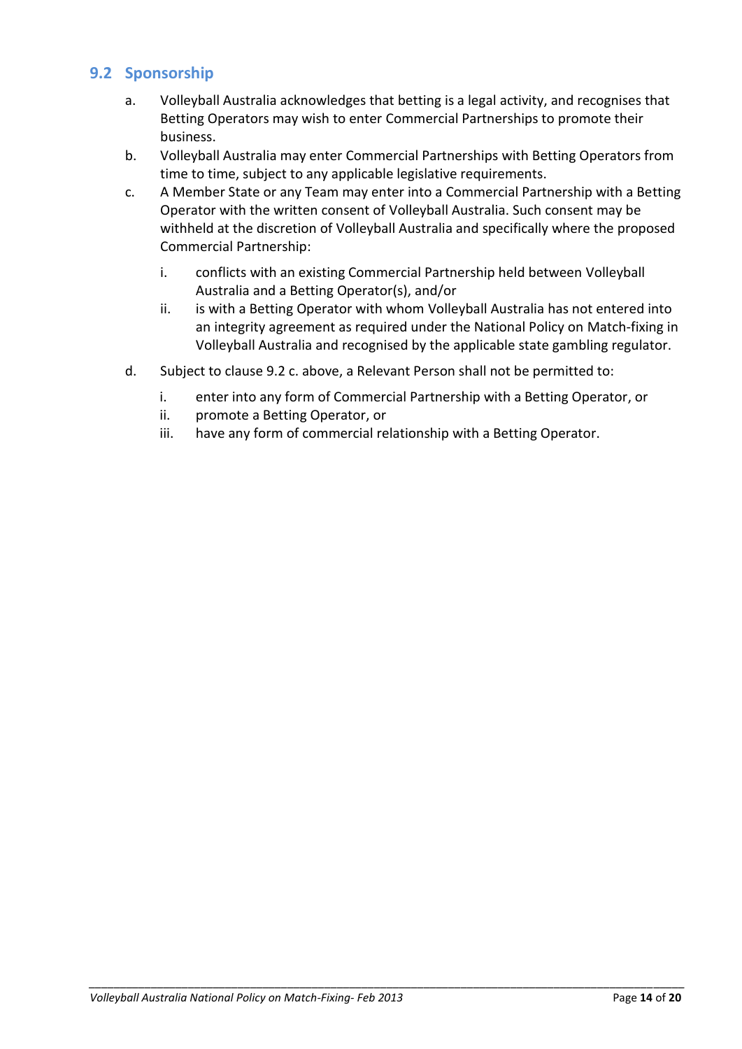## 9.2 Sponsorship

a. Volleyball Australia acknowledges that betting is a legal activity, and recognises that Betting Operators may wish to enter Commercial Partnerships to promote their business.

b. Volleyball Australia may enter Commercial Partnerships with Betting Operators from time to time, subject to any applicable legislative requirements.

c. A Member State or any Team may enter into a Commercial Partnership with a Betting Operator with the written consent of Volleyball Australia. Such consent may be withheld at the discretion of Volleyball Australia and specifically where the proposed Commercial Partnership:

   i. conflicts with an existing Commercial Partnership held between Volleyball Australia and a Betting Operator(s), and/or

   ii. is with a Betting Operator with whom Volleyball Australia has not entered into an integrity agreement as required under the National Policy on Match-fixing in Volleyball Australia and recognised by the applicable state gambling regulator.

d. Subject to clause 9.2 c. above, a Relevant Person shall not be permitted to:

   i. enter into any form of Commercial Partnership with a Betting Operator, or

   ii. promote a Betting Operator, or

   iii. have any form of commercial relationship with a Betting Operator.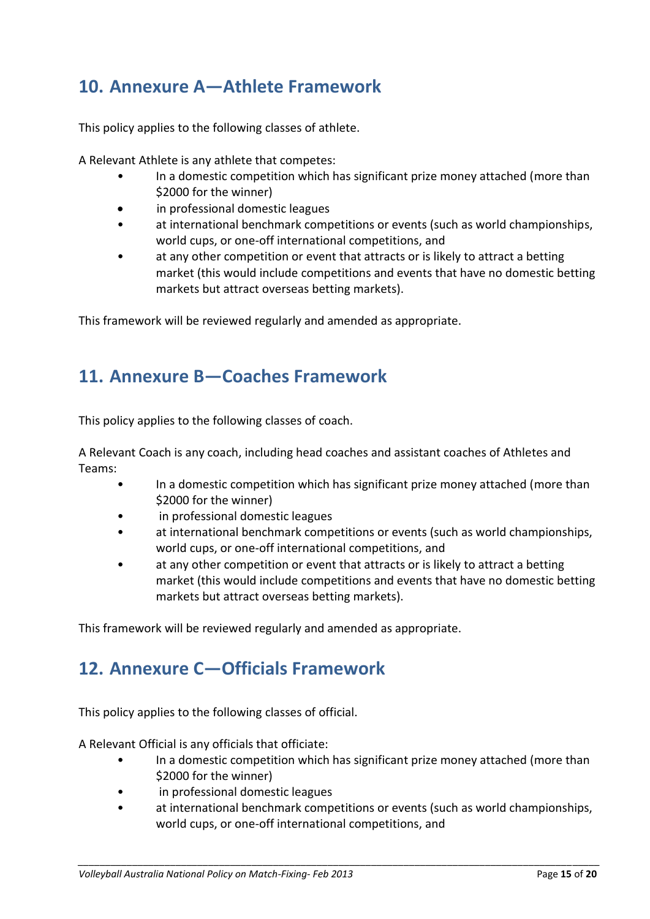## 10. Annexure A—Athlete Framework

This policy applies to the following classes of athlete.

A Relevant Athlete is any athlete that competes:

- In a domestic competition which has significant prize money attached (more than $2000 for the winner)
- in professional domestic leagues
- at international benchmark competitions or events (such as world championships, world cups, or one-off international competitions, and
- at any other competition or event that attracts or is likely to attract a betting market (this would include competitions and events that have no domestic betting markets but attract overseas betting markets).

This framework will be reviewed regularly and amended as appropriate.

## 11. Annexure B—Coaches Framework

This policy applies to the following classes of coach.

A Relevant Coach is any coach, including head coaches and assistant coaches of Athletes and Teams:

- In a domestic competition which has significant prize money attached (more than $2000 for the winner)
- in professional domestic leagues
- at international benchmark competitions or events (such as world championships, world cups, or one-off international competitions, and
- at any other competition or event that attracts or is likely to attract a betting market (this would include competitions and events that have no domestic betting markets but attract overseas betting markets).

This framework will be reviewed regularly and amended as appropriate.

## 12. Annexure C—Officials Framework

This policy applies to the following classes of official.

A Relevant Official is any officials that officiate:

- In a domestic competition which has significant prize money attached (more than $2000 for the winner)
- in professional domestic leagues
- at international benchmark competitions or events (such as world championships, world cups, or one-off international competitions, and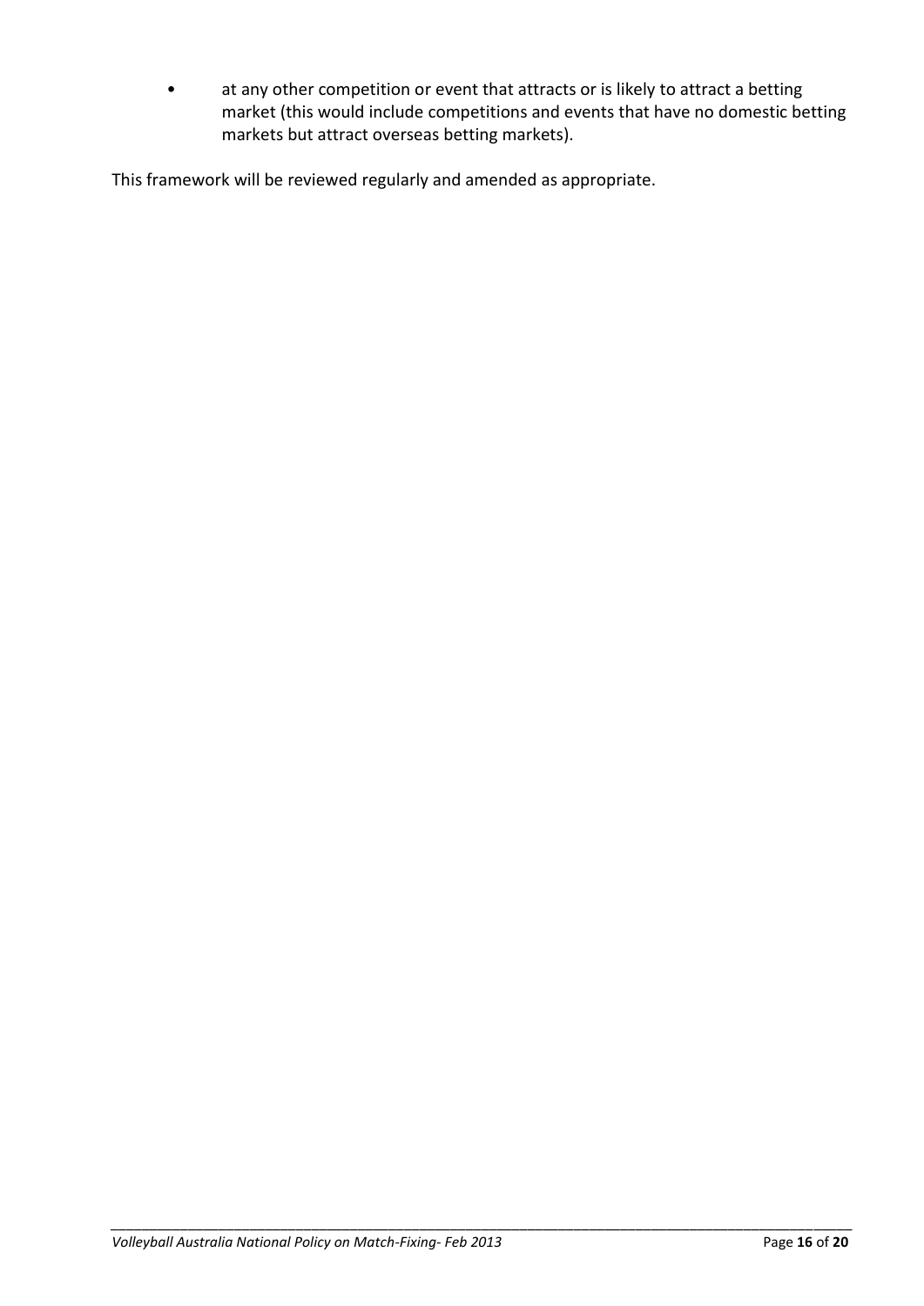- at any other competition or event that attracts or is likely to attract a betting market (this would include competitions and events that have no domestic betting markets but attract overseas betting markets).

This framework will be reviewed regularly and amended as appropriate.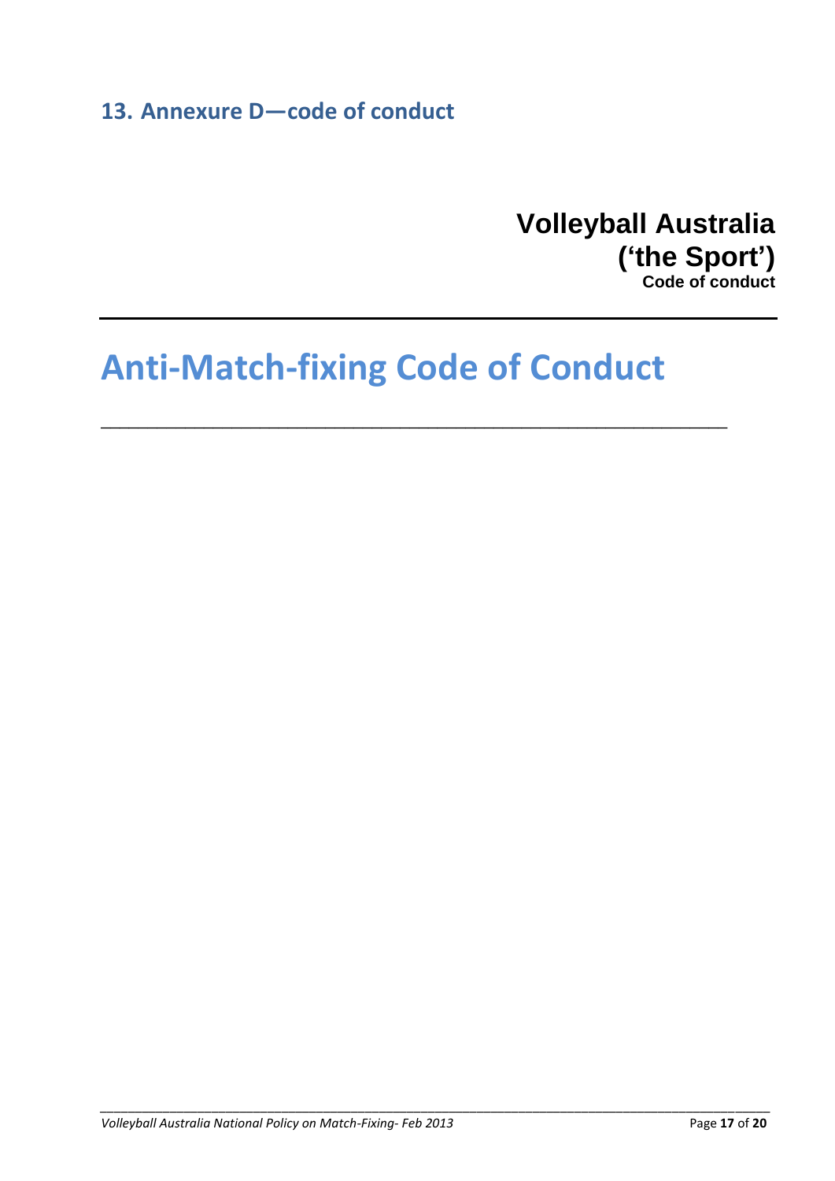## 13. Annexure D—code of conduct

**Volleyball Australia**
**('the Sport')**
**Code of conduct**

---

# Anti-Match-fixing Code of Conduct

---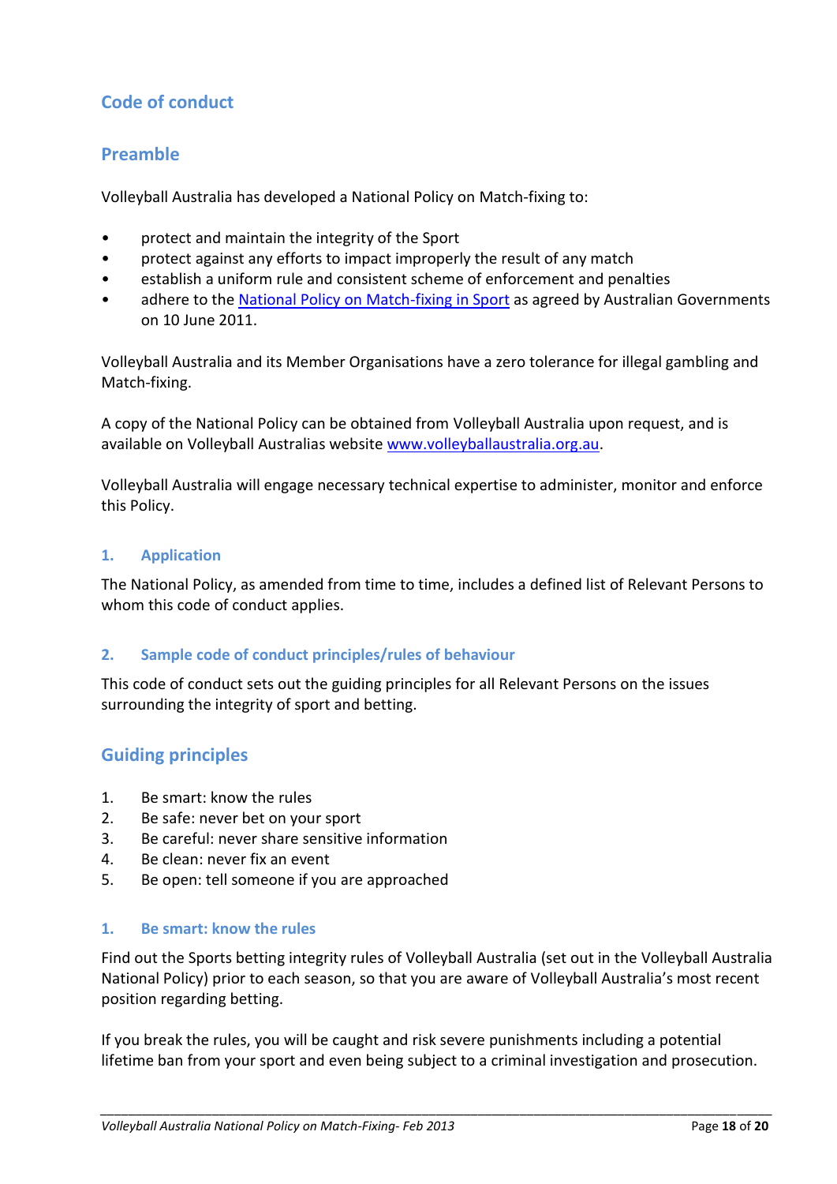## Code of conduct

## Preamble

Volleyball Australia has developed a National Policy on Match-fixing to:

- protect and maintain the integrity of the Sport
- protect against any efforts to impact improperly the result of any match
- establish a uniform rule and consistent scheme of enforcement and penalties
- adhere to the [National Policy on Match-fixing in Sport]() as agreed by Australian Governments on 10 June 2011.

Volleyball Australia and its Member Organisations have a zero tolerance for illegal gambling and Match-fixing.

A copy of the National Policy can be obtained from Volleyball Australia upon request, and is available on Volleyball Australias website [www.volleyballaustralia.org.au](www.volleyballaustralia.org.au).

Volleyball Australia will engage necessary technical expertise to administer, monitor and enforce this Policy.

### 1. Application

The National Policy, as amended from time to time, includes a defined list of Relevant Persons to whom this code of conduct applies.

### 2. Sample code of conduct principles/rules of behaviour

This code of conduct sets out the guiding principles for all Relevant Persons on the issues surrounding the integrity of sport and betting.

## Guiding principles

1. Be smart: know the rules
2. Be safe: never bet on your sport
3. Be careful: never share sensitive information
4. Be clean: never fix an event
5. Be open: tell someone if you are approached

### 1. Be smart: know the rules

Find out the Sports betting integrity rules of Volleyball Australia (set out in the Volleyball Australia National Policy) prior to each season, so that you are aware of Volleyball Australia's most recent position regarding betting.

If you break the rules, you will be caught and risk severe punishments including a potential lifetime ban from your sport and even being subject to a criminal investigation and prosecution.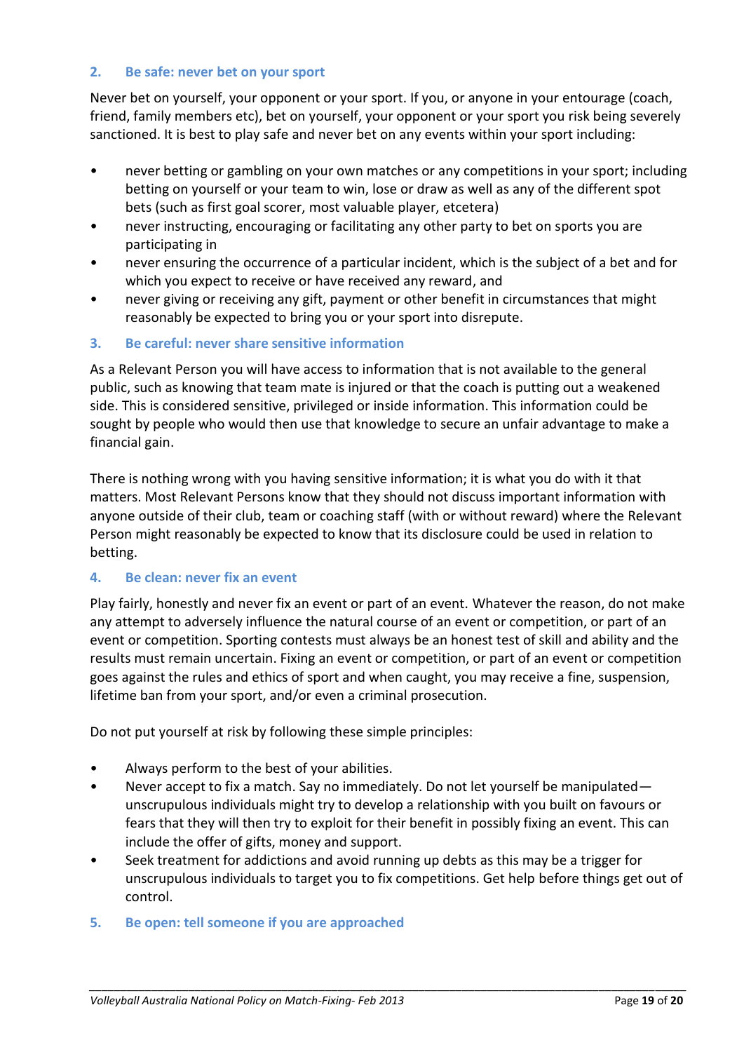## 2. Be safe: never bet on your sport

Never bet on yourself, your opponent or your sport. If you, or anyone in your entourage (coach, friend, family members etc), bet on yourself, your opponent or your sport you risk being severely sanctioned. It is best to play safe and never bet on any events within your sport including:

- never betting or gambling on your own matches or any competitions in your sport; including betting on yourself or your team to win, lose or draw as well as any of the different spot bets (such as first goal scorer, most valuable player, etcetera)
- never instructing, encouraging or facilitating any other party to bet on sports you are participating in
- never ensuring the occurrence of a particular incident, which is the subject of a bet and for which you expect to receive or have received any reward, and
- never giving or receiving any gift, payment or other benefit in circumstances that might reasonably be expected to bring you or your sport into disrepute.

## 3. Be careful: never share sensitive information

As a Relevant Person you will have access to information that is not available to the general public, such as knowing that team mate is injured or that the coach is putting out a weakened side. This is considered sensitive, privileged or inside information. This information could be sought by people who would then use that knowledge to secure an unfair advantage to make a financial gain.

There is nothing wrong with you having sensitive information; it is what you do with it that matters. Most Relevant Persons know that they should not discuss important information with anyone outside of their club, team or coaching staff (with or without reward) where the Relevant Person might reasonably be expected to know that its disclosure could be used in relation to betting.

## 4. Be clean: never fix an event

Play fairly, honestly and never fix an event or part of an event. Whatever the reason, do not make any attempt to adversely influence the natural course of an event or competition, or part of an event or competition. Sporting contests must always be an honest test of skill and ability and the results must remain uncertain. Fixing an event or competition, or part of an event or competition goes against the rules and ethics of sport and when caught, you may receive a fine, suspension, lifetime ban from your sport, and/or even a criminal prosecution.

Do not put yourself at risk by following these simple principles:

- Always perform to the best of your abilities.
- Never accept to fix a match. Say no immediately. Do not let yourself be manipulated—unscrupulous individuals might try to develop a relationship with you built on favours or fears that they will then try to exploit for their benefit in possibly fixing an event. This can include the offer of gifts, money and support.
- Seek treatment for addictions and avoid running up debts as this may be a trigger for unscrupulous individuals to target you to fix competitions. Get help before things get out of control.

## 5. Be open: tell someone if you are approached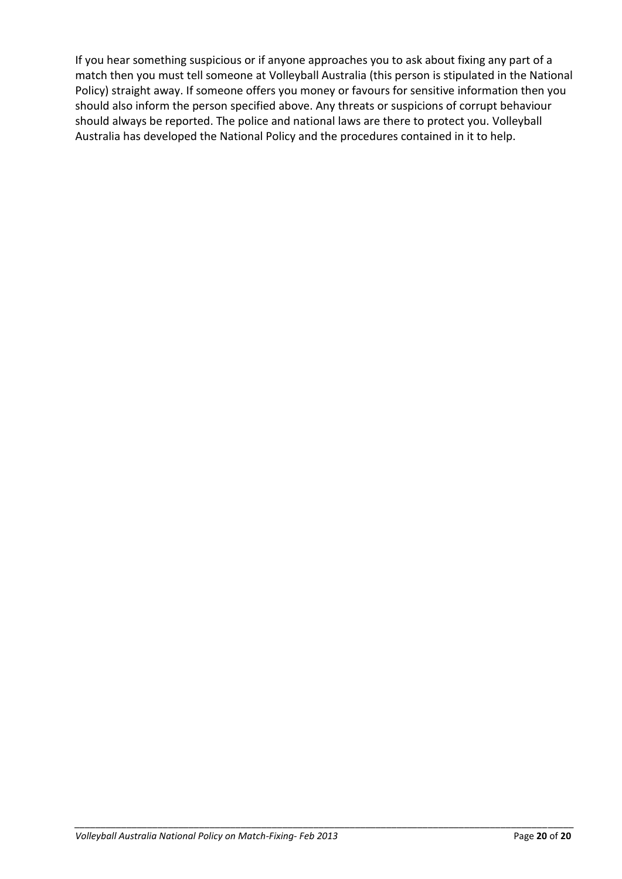If you hear something suspicious or if anyone approaches you to ask about fixing any part of a match then you must tell someone at Volleyball Australia (this person is stipulated in the National Policy) straight away. If someone offers you money or favours for sensitive information then you should also inform the person specified above. Any threats or suspicions of corrupt behaviour should always be reported. The police and national laws are there to protect you. Volleyball Australia has developed the National Policy and the procedures contained in it to help.